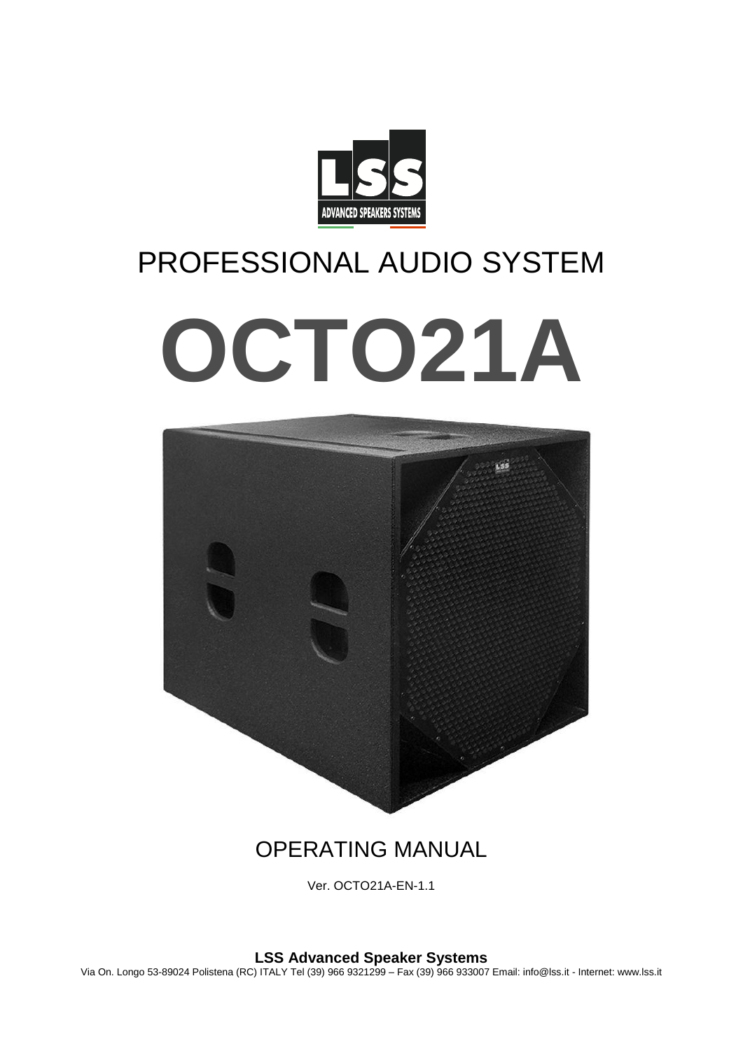PROFESSIONAL AUDIO SYSTEM

# OCTO21A

## OPERATING MANUAL

Ver. OCTO21A-EN-1.1

**LSS Advanced Speaker Systems**

Via On. Longo 53-89024 Polistena (RC) ITALY Tel (39) 966 9321299 – Fax (39) 966 933007 Email: info@lss.it - Internet: www.lss.it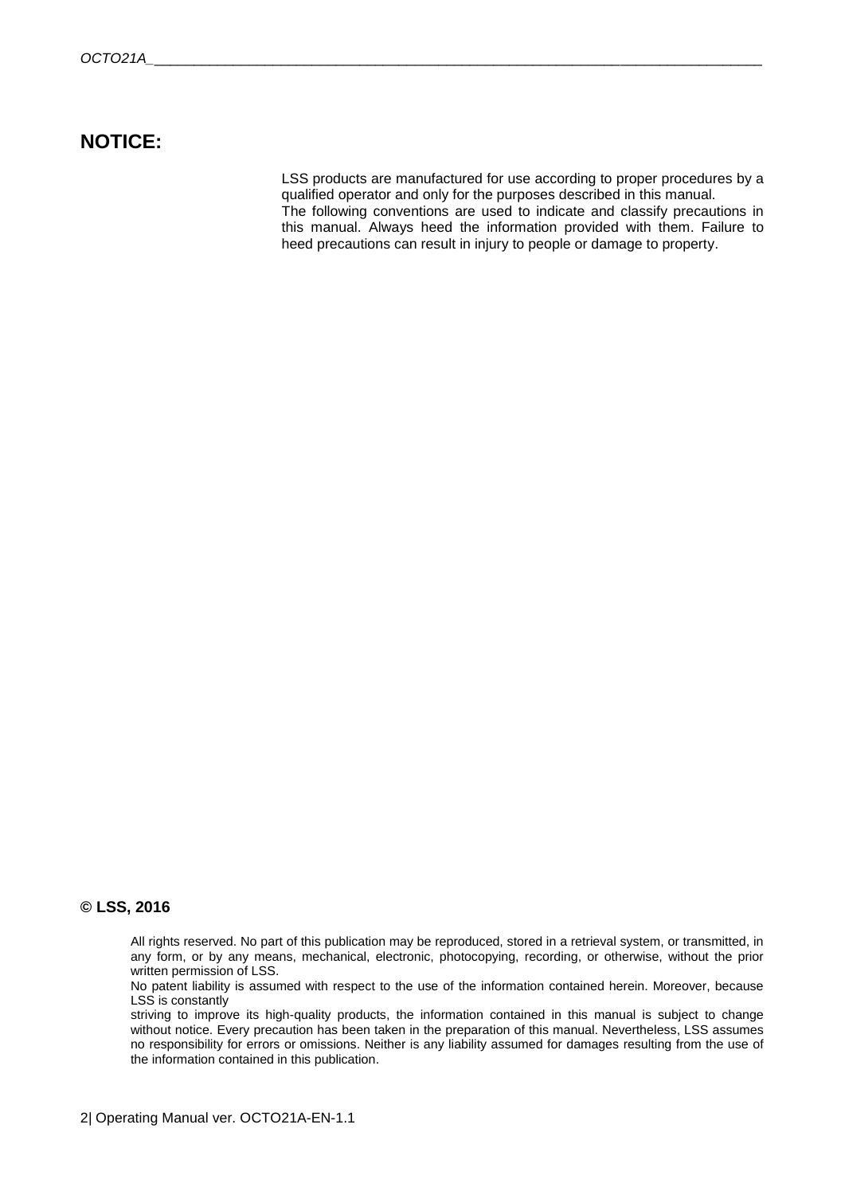## NOTICE:

LSS products are manufactured for use according to proper procedures by a qualified operator and only for the purposes described in this manual.
The following conventions are used to indicate and classify precautions in this manual. Always heed the information provided with them. Failure to heed precautions can result in injury to people or damage to property.

**© LSS, 2016**

All rights reserved. No part of this publication may be reproduced, stored in a retrieval system, or transmitted, in any form, or by any means, mechanical, electronic, photocopying, recording, or otherwise, without the prior written permission of LSS.
No patent liability is assumed with respect to the use of the information contained herein. Moreover, because LSS is constantly
striving to improve its high-quality products, the information contained in this manual is subject to change without notice. Every precaution has been taken in the preparation of this manual. Nevertheless, LSS assumes no responsibility for errors or omissions. Neither is any liability assumed for damages resulting from the use of the information contained in this publication.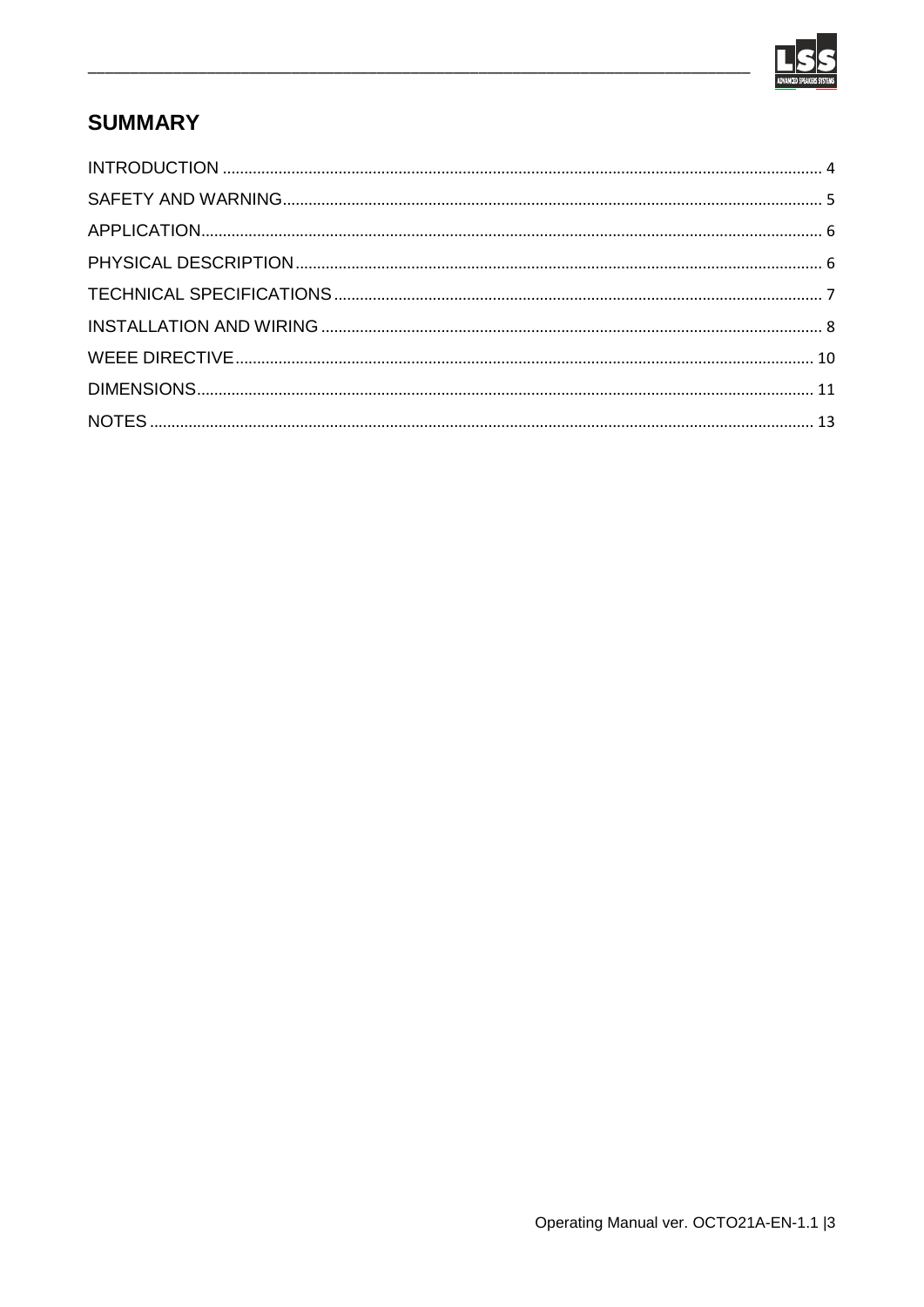## SUMMARY

INTRODUCTION ........ 4

SAFETY AND WARNING ........ 5

APPLICATION ........ 6

PHYSICAL DESCRIPTION ........ 6

TECHNICAL SPECIFICATIONS ........ 7

INSTALLATION AND WIRING ........ 8

WEEE DIRECTIVE ........ 10

DIMENSIONS ........ 11

NOTES ........ 13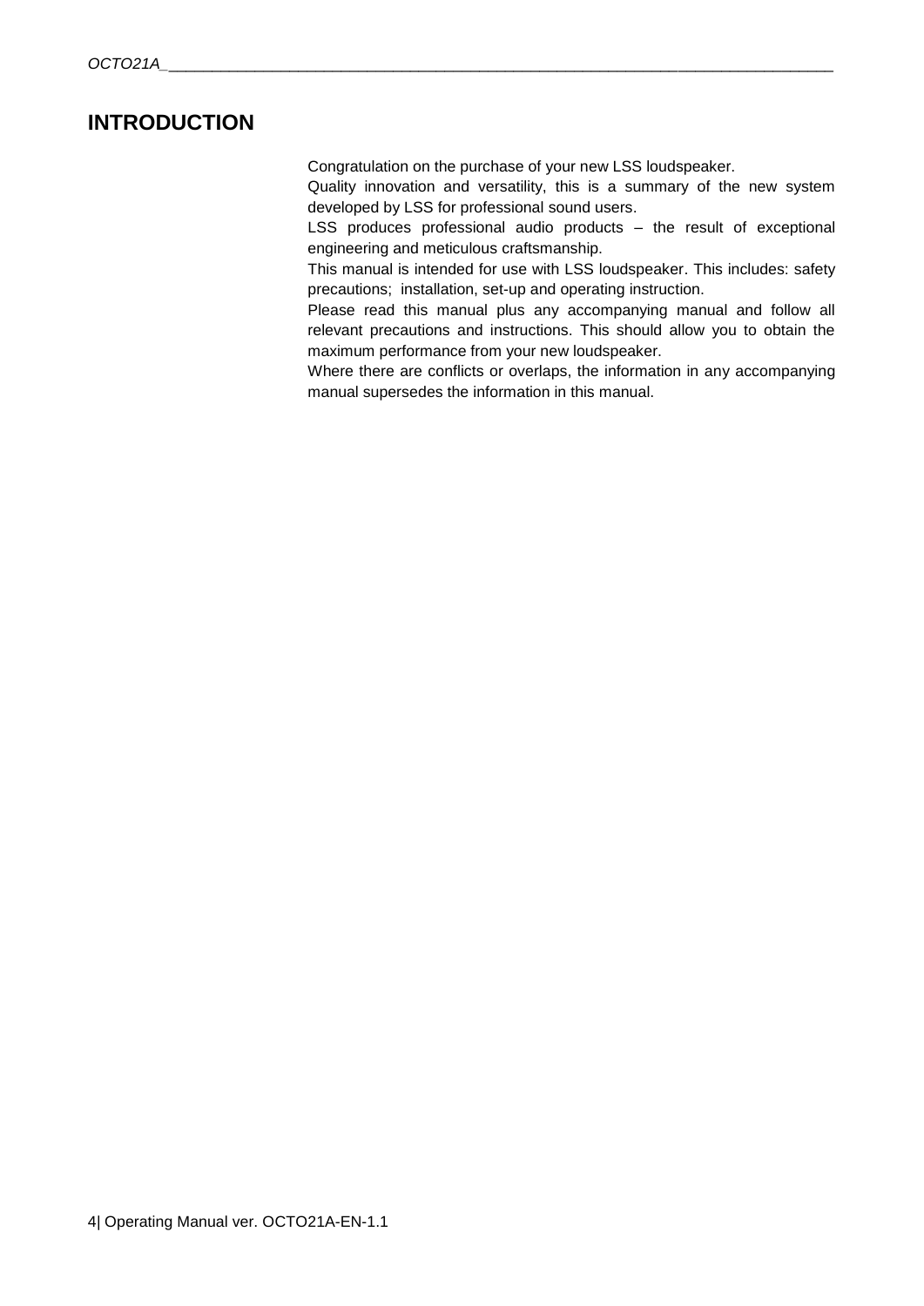# INTRODUCTION

Congratulation on the purchase of your new LSS loudspeaker.

Quality innovation and versatility, this is a summary of the new system developed by LSS for professional sound users.

LSS produces professional audio products – the result of exceptional engineering and meticulous craftsmanship.

This manual is intended for use with LSS loudspeaker. This includes: safety precautions; installation, set-up and operating instruction.

Please read this manual plus any accompanying manual and follow all relevant precautions and instructions. This should allow you to obtain the maximum performance from your new loudspeaker.

Where there are conflicts or overlaps, the information in any accompanying manual supersedes the information in this manual.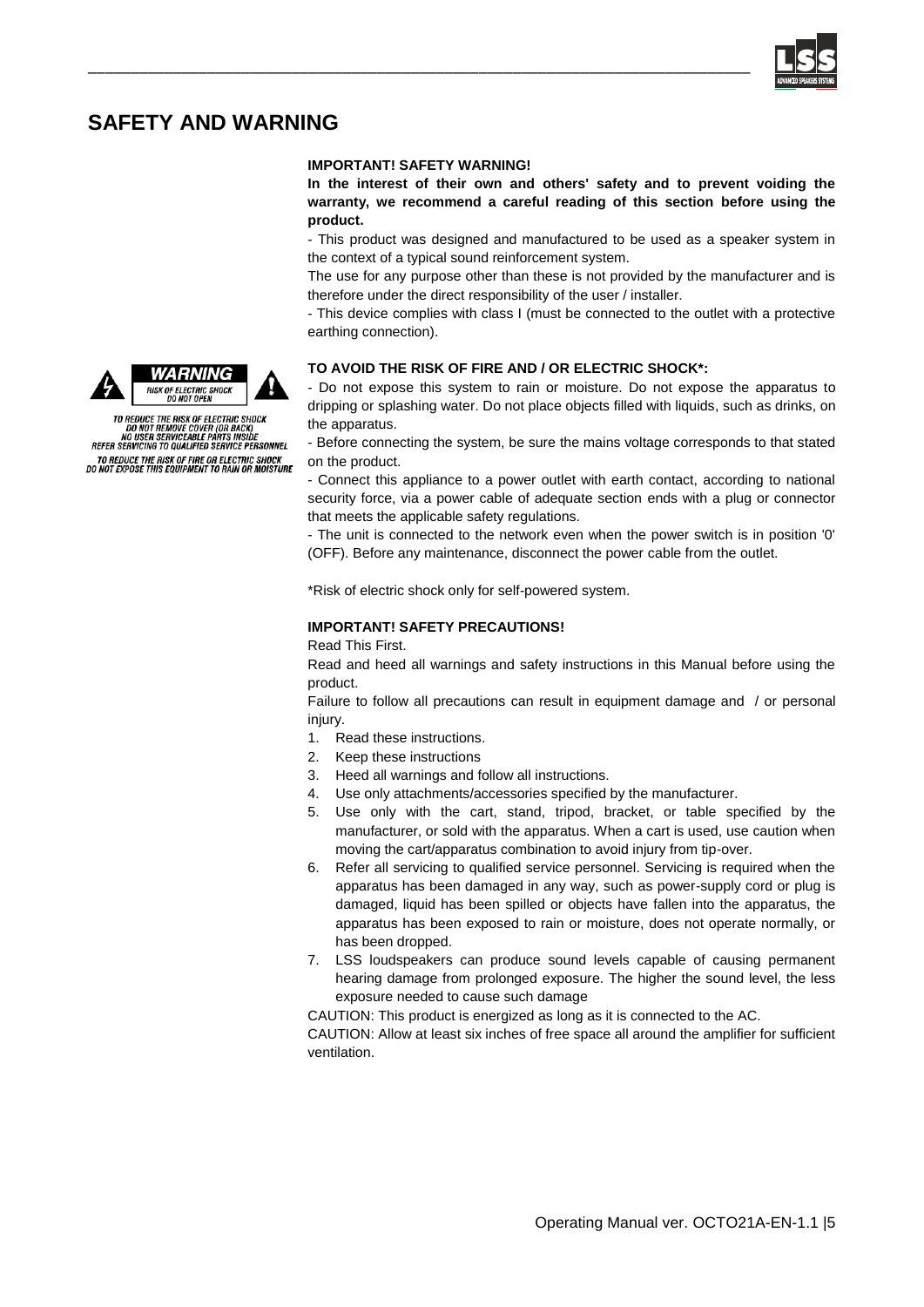# SAFETY AND WARNING

**IMPORTANT! SAFETY WARNING!**

**In the interest of their own and others' safety and to prevent voiding the warranty, we recommend a careful reading of this section before using the product.**

- This product was designed and manufactured to be used as a speaker system in the context of a typical sound reinforcement system.

The use for any purpose other than these is not provided by the manufacturer and is therefore under the direct responsibility of the user / installer.

- This device complies with class I (must be connected to the outlet with a protective earthing connection).

WARNING
RISK OF ELECTRIC SHOCK
DO NOT OPEN

TO REDUCE THE RISK OF ELECTRIC SHOCK
DO NOT REMOVE COVER (OR BACK)
NO USER SERVICEABLE PARTS INSIDE
REFER SERVICING TO QUALIFIED SERVICE PERSONNEL

TO REDUCE THE RISK OF FIRE OR ELECTRIC SHOCK
DO NOT EXPOSE THIS EQUIPMENT TO RAIN OR MOISTURE

**TO AVOID THE RISK OF FIRE AND / OR ELECTRIC SHOCK*:**

- Do not expose this system to rain or moisture. Do not expose the apparatus to dripping or splashing water. Do not place objects filled with liquids, such as drinks, on the apparatus.

- Before connecting the system, be sure the mains voltage corresponds to that stated on the product.

- Connect this appliance to a power outlet with earth contact, according to national security force, via a power cable of adequate section ends with a plug or connector that meets the applicable safety regulations.

- The unit is connected to the network even when the power switch is in position '0' (OFF). Before any maintenance, disconnect the power cable from the outlet.

*Risk of electric shock only for self-powered system.

**IMPORTANT! SAFETY PRECAUTIONS!**

Read This First.

Read and heed all warnings and safety instructions in this Manual before using the product.

Failure to follow all precautions can result in equipment damage and / or personal injury.

1. Read these instructions.
2. Keep these instructions
3. Heed all warnings and follow all instructions.
4. Use only attachments/accessories specified by the manufacturer.
5. Use only with the cart, stand, tripod, bracket, or table specified by the manufacturer, or sold with the apparatus. When a cart is used, use caution when moving the cart/apparatus combination to avoid injury from tip-over.
6. Refer all servicing to qualified service personnel. Servicing is required when the apparatus has been damaged in any way, such as power-supply cord or plug is damaged, liquid has been spilled or objects have fallen into the apparatus, the apparatus has been exposed to rain or moisture, does not operate normally, or has been dropped.
7. LSS loudspeakers can produce sound levels capable of causing permanent hearing damage from prolonged exposure. The higher the sound level, the less exposure needed to cause such damage

CAUTION: This product is energized as long as it is connected to the AC.

CAUTION: Allow at least six inches of free space all around the amplifier for sufficient ventilation.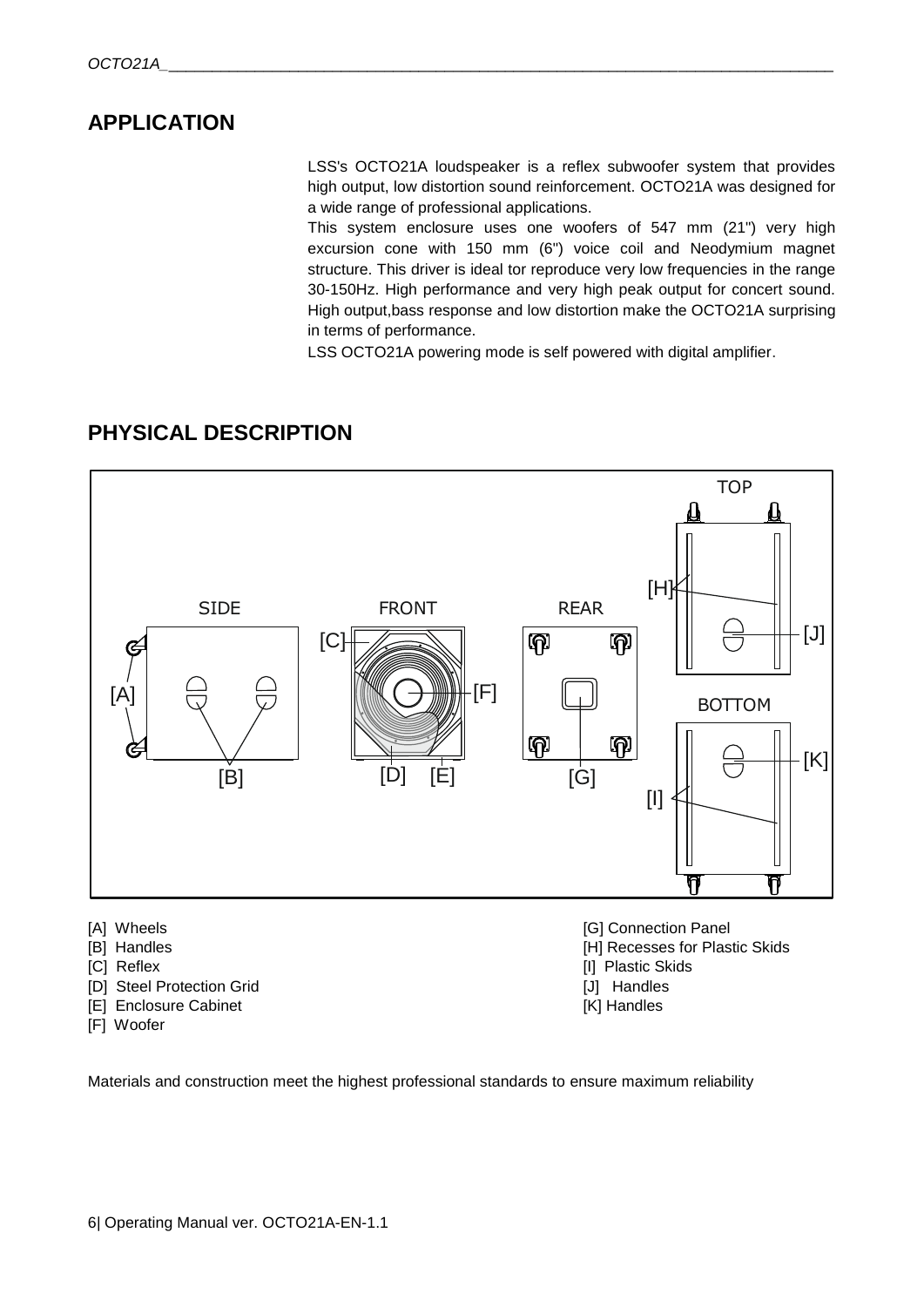## APPLICATION

LSS's OCTO21A loudspeaker is a reflex subwoofer system that provides high output, low distortion sound reinforcement. OCTO21A was designed for a wide range of professional applications.

This system enclosure uses one woofers of 547 mm (21") very high excursion cone with 150 mm (6") voice coil and Neodymium magnet structure. This driver is ideal tor reproduce very low frequencies in the range 30-150Hz. High performance and very high peak output for concert sound. High output,bass response and low distortion make the OCTO21A surprising in terms of performance.

LSS OCTO21A powering mode is self powered with digital amplifier.

## PHYSICAL DESCRIPTION

- [A] Wheels
- [B] Handles
- [C] Reflex
- [D] Steel Protection Grid
- [E] Enclosure Cabinet
- [F] Woofer
- [G] Connection Panel
- [H] Recesses for Plastic Skids
- [I] Plastic Skids
- [J] Handles
- [K] Handles

Materials and construction meet the highest professional standards to ensure maximum reliability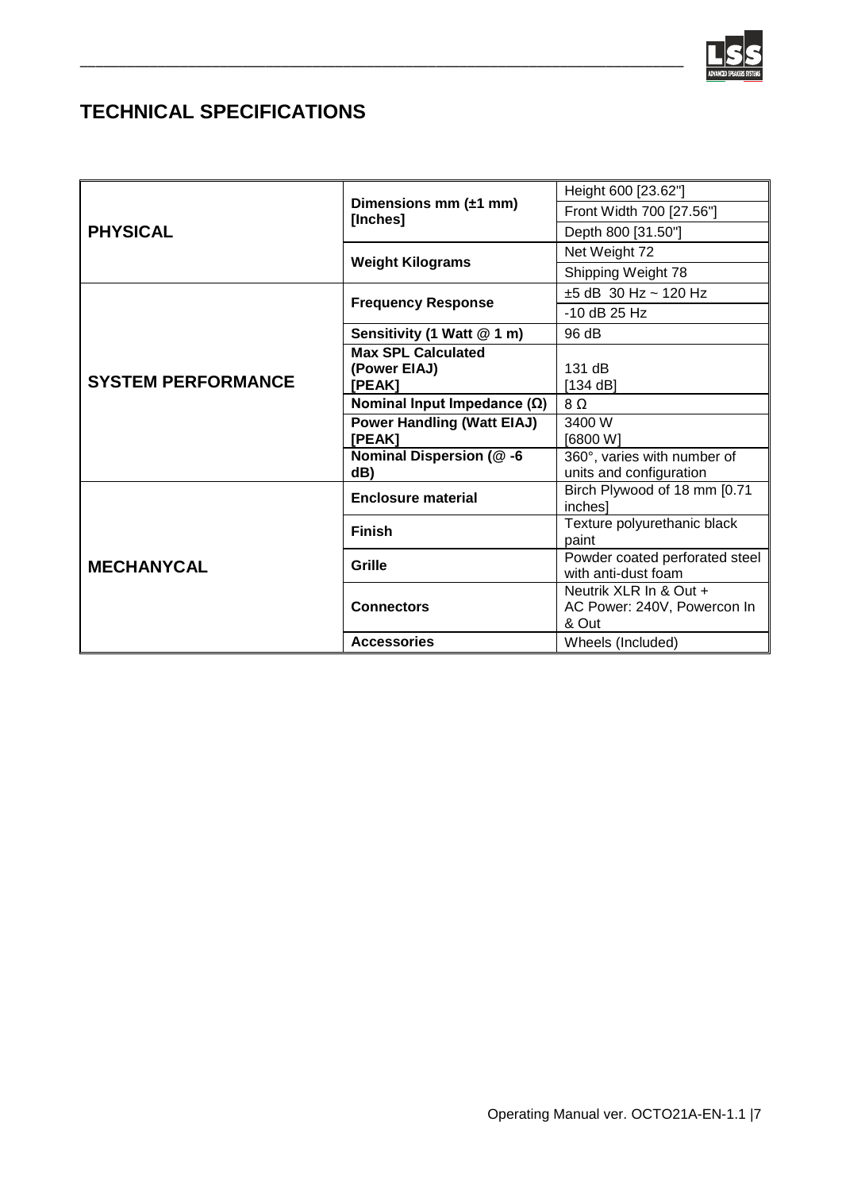## TECHNICAL SPECIFICATIONS

| | | |
|---|---|---|
| **PHYSICAL** | **Dimensions mm (±1 mm) [Inches]** | Height 600 [23.62"] |
| | | Front Width 700 [27.56"] |
| | | Depth 800 [31.50"] |
| | **Weight Kilograms** | Net Weight 72 |
| | | Shipping Weight 78 |
| **SYSTEM PERFORMANCE** | **Frequency Response** | ±5 dB 30 Hz ~ 120 Hz |
| | | -10 dB 25 Hz |
| | **Sensitivity (1 Watt @ 1 m)** | 96 dB |
| | **Max SPL Calculated (Power EIAJ) [PEAK]** | 131 dB [134 dB] |
| | **Nominal Input Impedance (Ω)** | 8 Ω |
| | **Power Handling (Watt EIAJ) [PEAK]** | 3400 W [6800 W] |
| | **Nominal Dispersion (@ -6 dB)** | 360°, varies with number of units and configuration |
| **MECHANYCAL** | **Enclosure material** | Birch Plywood of 18 mm [0.71 inches] |
| | **Finish** | Texture polyurethanic black paint |
| | **Grille** | Powder coated perforated steel with anti-dust foam |
| | **Connectors** | Neutrik XLR In & Out + AC Power: 240V, Powercon In & Out |
| | **Accessories** | Wheels (Included) |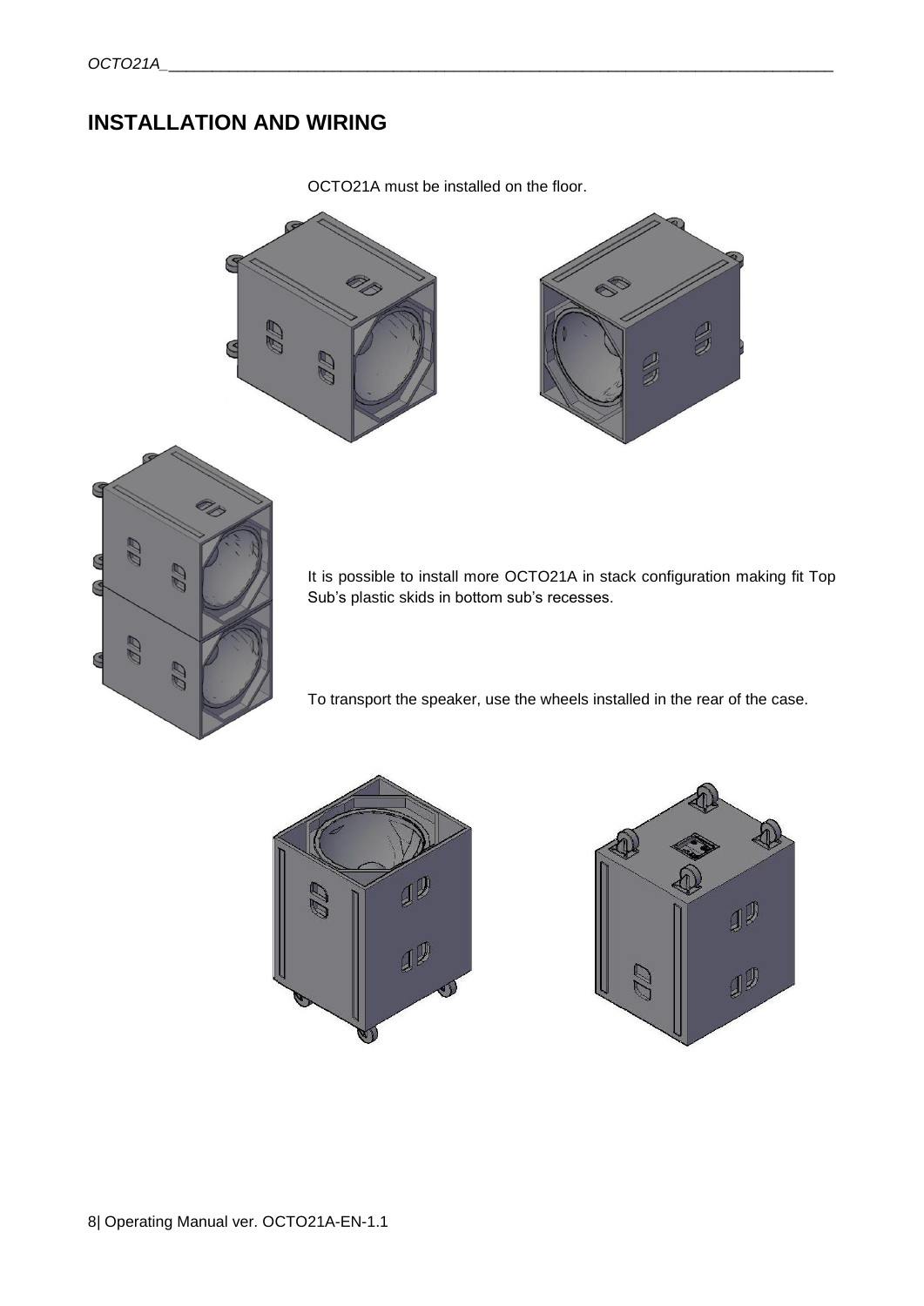## INSTALLATION AND WIRING

OCTO21A must be installed on the floor.

It is possible to install more OCTO21A in stack configuration making fit Top Sub's plastic skids in bottom sub's recesses.

To transport the speaker, use the wheels installed in the rear of the case.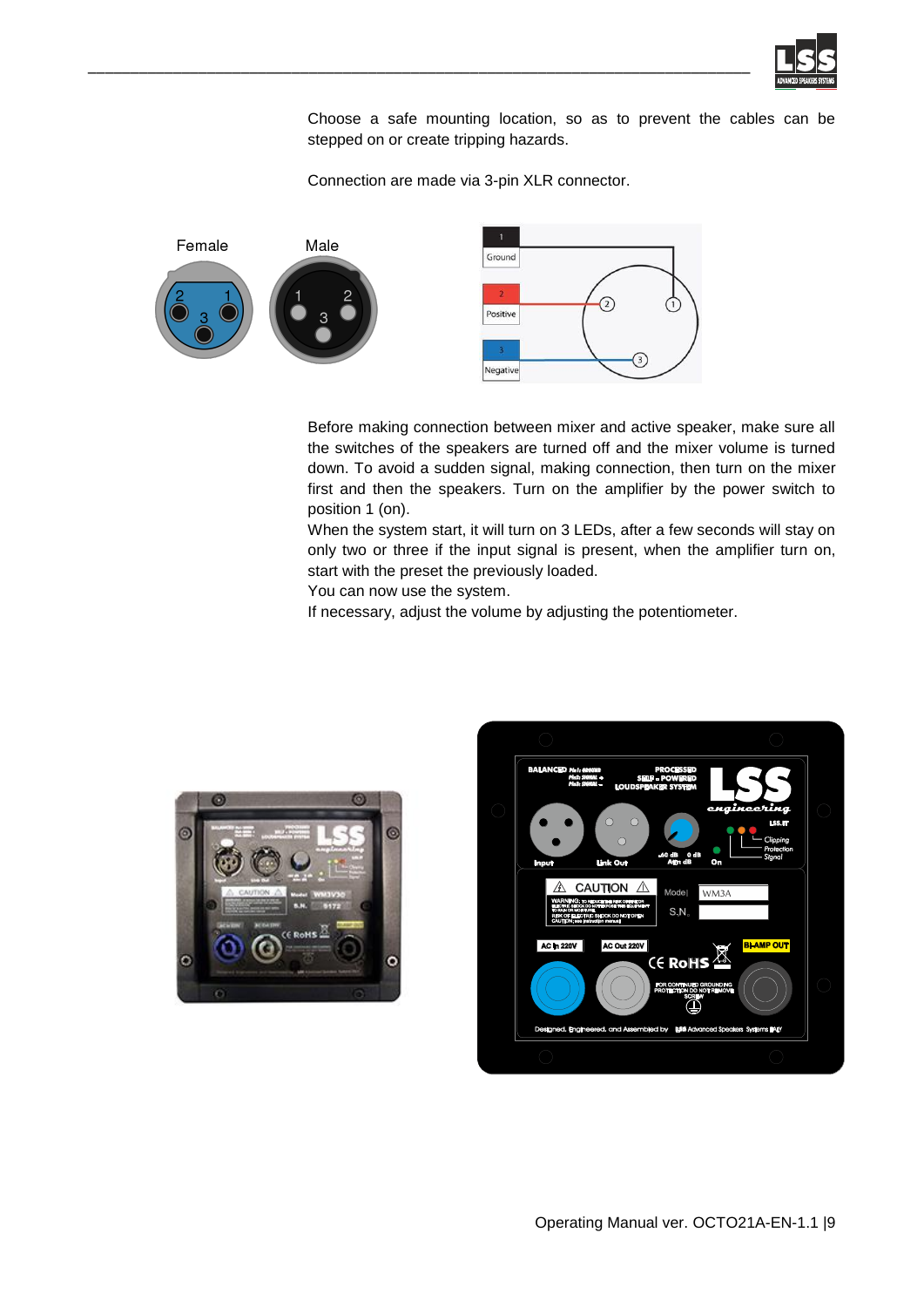Choose a safe mounting location, so as to prevent the cables can be stepped on or create tripping hazards.

Connection are made via 3-pin XLR connector.

Before making connection between mixer and active speaker, make sure all the switches of the speakers are turned off and the mixer volume is turned down. To avoid a sudden signal, making connection, then turn on the mixer first and then the speakers. Turn on the amplifier by the power switch to position 1 (on).
When the system start, it will turn on 3 LEDs, after a few seconds will stay on only two or three if the input signal is present, when the amplifier turn on, start with the preset the previously loaded.
You can now use the system.
If necessary, adjust the volume by adjusting the potentiometer.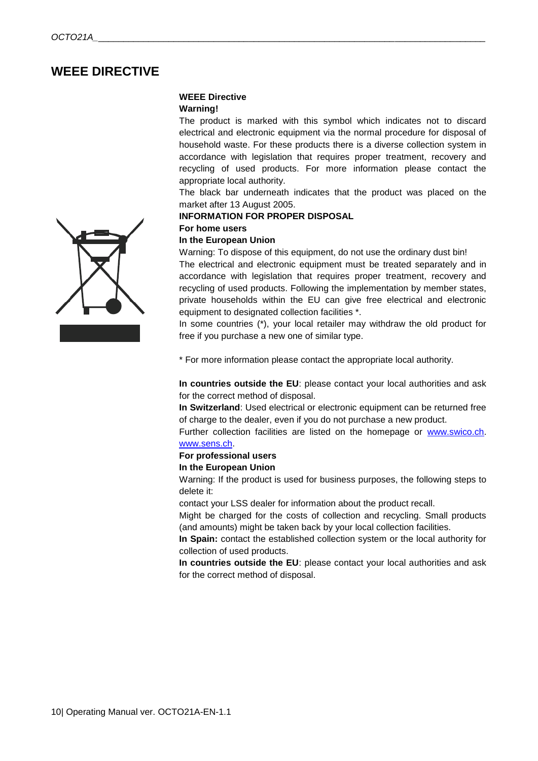# WEEE DIRECTIVE

**WEEE Directive**

**Warning!**

The product is marked with this symbol which indicates not to discard electrical and electronic equipment via the normal procedure for disposal of household waste. For these products there is a diverse collection system in accordance with legislation that requires proper treatment, recovery and recycling of used products. For more information please contact the appropriate local authority.

The black bar underneath indicates that the product was placed on the market after 13 August 2005.

**INFORMATION FOR PROPER DISPOSAL**

**For home users**

**In the European Union**

Warning: To dispose of this equipment, do not use the ordinary dust bin!

The electrical and electronic equipment must be treated separately and in accordance with legislation that requires proper treatment, recovery and recycling of used products. Following the implementation by member states, private households within the EU can give free electrical and electronic equipment to designated collection facilities *.

In some countries (*), your local retailer may withdraw the old product for free if you purchase a new one of similar type.

* For more information please contact the appropriate local authority.

**In countries outside the EU**: please contact your local authorities and ask for the correct method of disposal.

**In Switzerland**: Used electrical or electronic equipment can be returned free of charge to the dealer, even if you do not purchase a new product.

Further collection facilities are listed on the homepage or www.swico.ch. www.sens.ch.

**For professional users**

**In the European Union**

Warning: If the product is used for business purposes, the following steps to delete it:

contact your LSS dealer for information about the product recall.

Might be charged for the costs of collection and recycling. Small products (and amounts) might be taken back by your local collection facilities.

**In Spain:** contact the established collection system or the local authority for collection of used products.

**In countries outside the EU**: please contact your local authorities and ask for the correct method of disposal.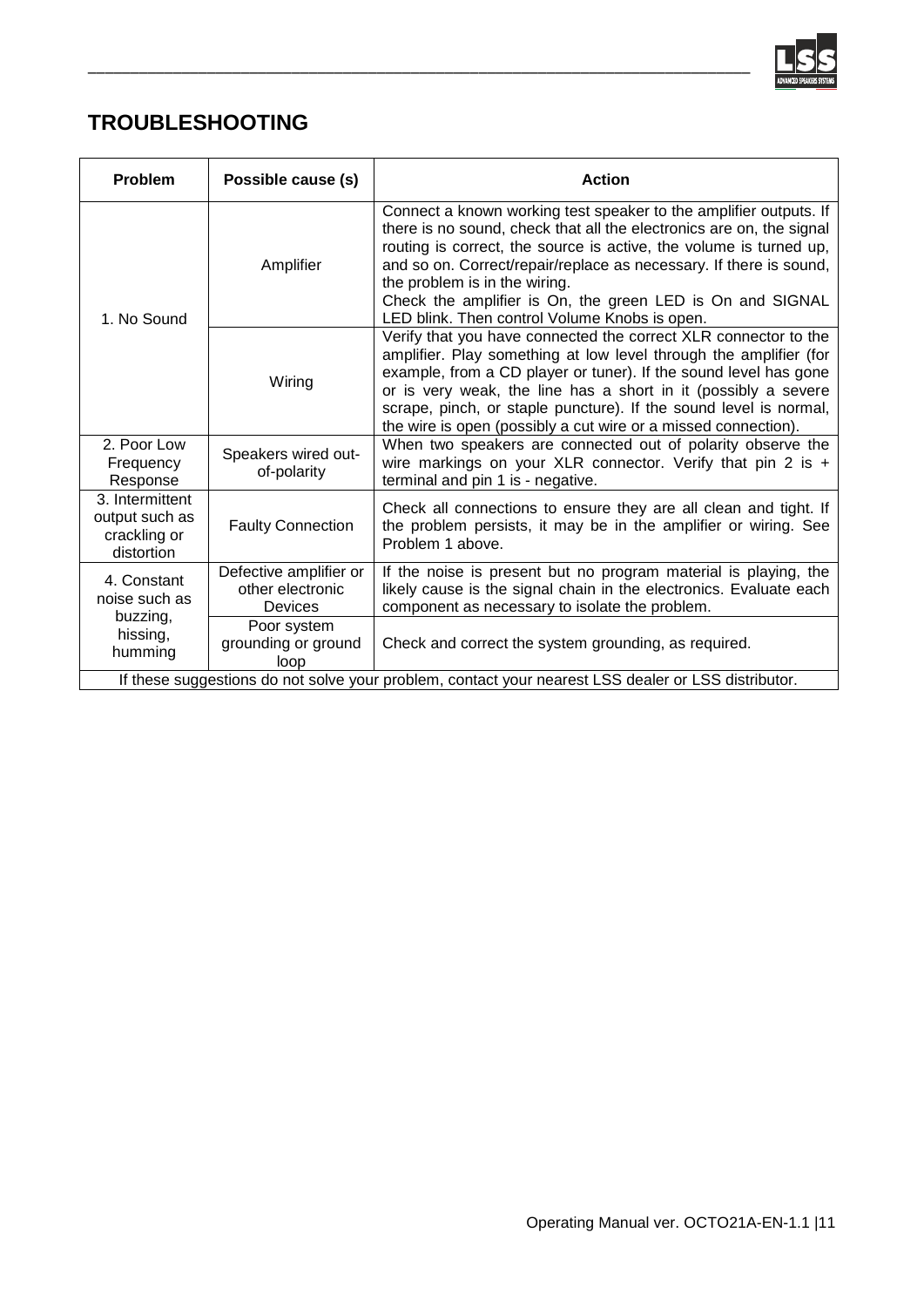## TROUBLESHOOTING

| Problem | Possible cause (s) | Action |
|---|---|---|
| 1. No Sound | Amplifier | Connect a known working test speaker to the amplifier outputs. If there is no sound, check that all the electronics are on, the signal routing is correct, the source is active, the volume is turned up, and so on. Correct/repair/replace as necessary. If there is sound, the problem is in the wiring.<br>Check the amplifier is On, the green LED is On and SIGNAL LED blink. Then control Volume Knobs is open. |
| | Wiring | Verify that you have connected the correct XLR connector to the amplifier. Play something at low level through the amplifier (for example, from a CD player or tuner). If the sound level has gone or is very weak, the line has a short in it (possibly a severe scrape, pinch, or staple puncture). If the sound level is normal, the wire is open (possibly a cut wire or a missed connection). |
| 2. Poor Low Frequency Response | Speakers wired out-of-polarity | When two speakers are connected out of polarity observe the wire markings on your XLR connector. Verify that pin 2 is + terminal and pin 1 is - negative. |
| 3. Intermittent output such as crackling or distortion | Faulty Connection | Check all connections to ensure they are all clean and tight. If the problem persists, it may be in the amplifier or wiring. See Problem 1 above. |
| 4. Constant noise such as buzzing, hissing, humming | Defective amplifier or other electronic Devices | If the noise is present but no program material is playing, the likely cause is the signal chain in the electronics. Evaluate each component as necessary to isolate the problem. |
| | Poor system grounding or ground loop | Check and correct the system grounding, as required. |
| If these suggestions do not solve your problem, contact your nearest LSS dealer or LSS distributor. | | |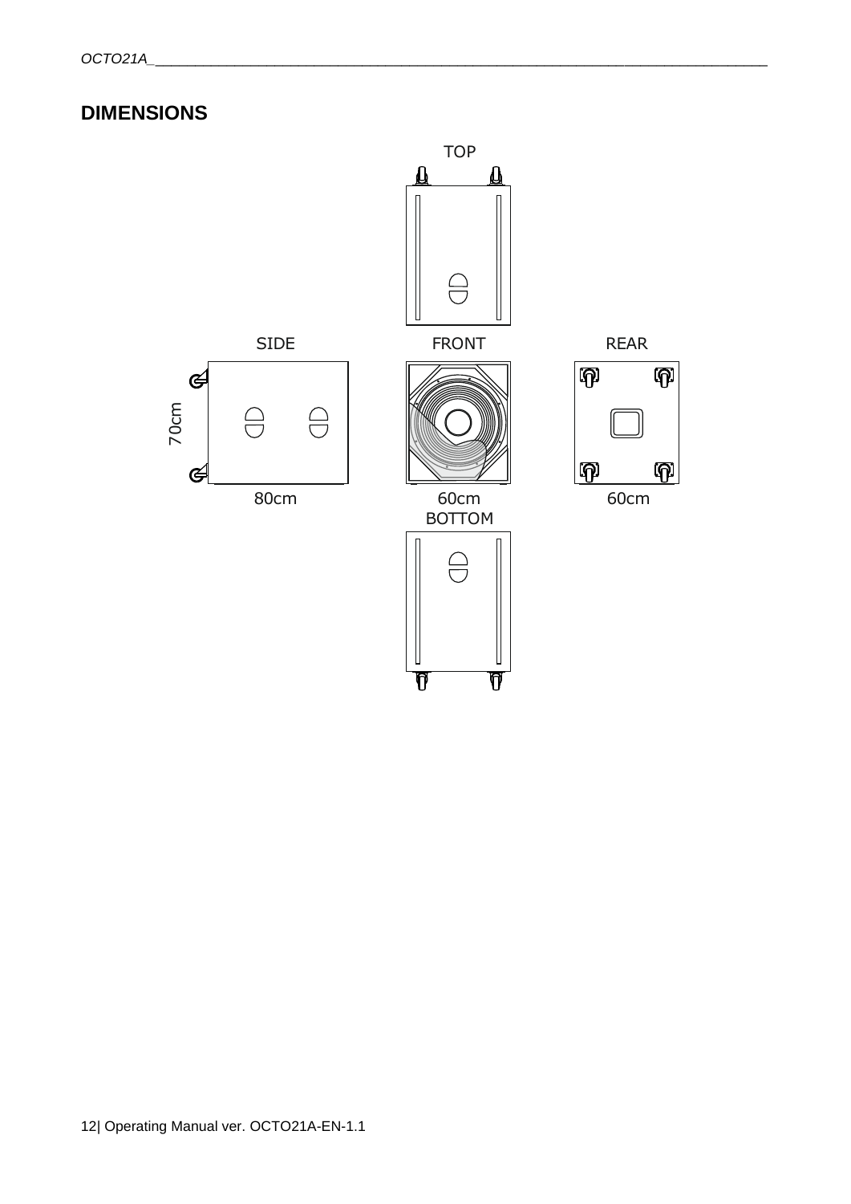## DIMENSIONS

TOP

SIDE

FRONT

REAR

70cm

80cm

60cm

60cm

BOTTOM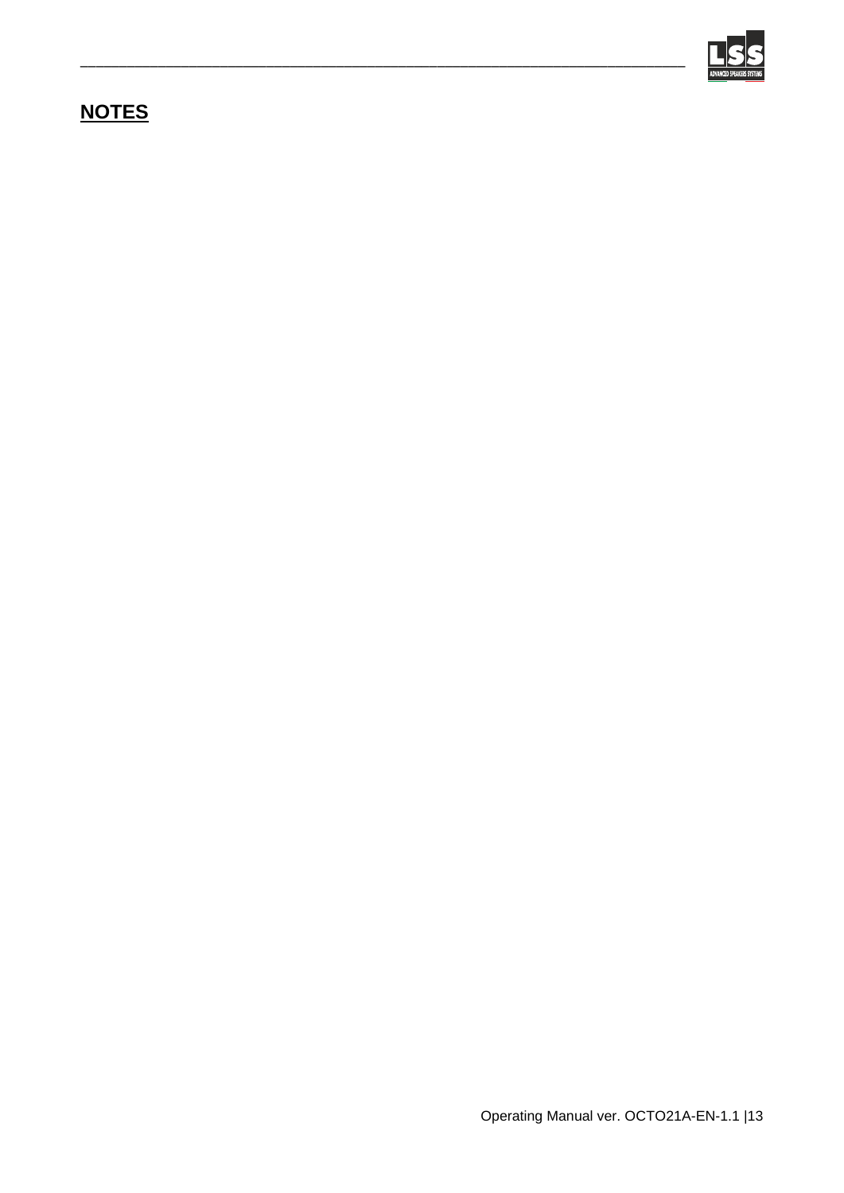## NOTES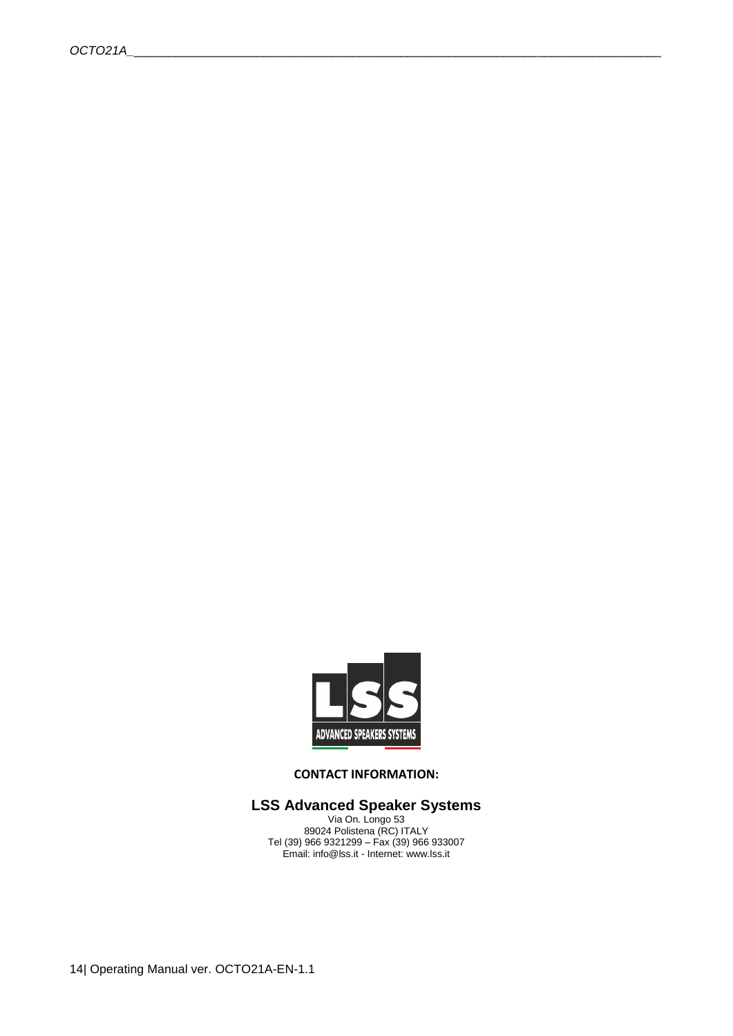**CONTACT INFORMATION:**

## LSS Advanced Speaker Systems

Via On. Longo 53
89024 Polistena (RC) ITALY
Tel (39) 966 9321299 – Fax (39) 966 933007
Email: info@lss.it - Internet: www.lss.it